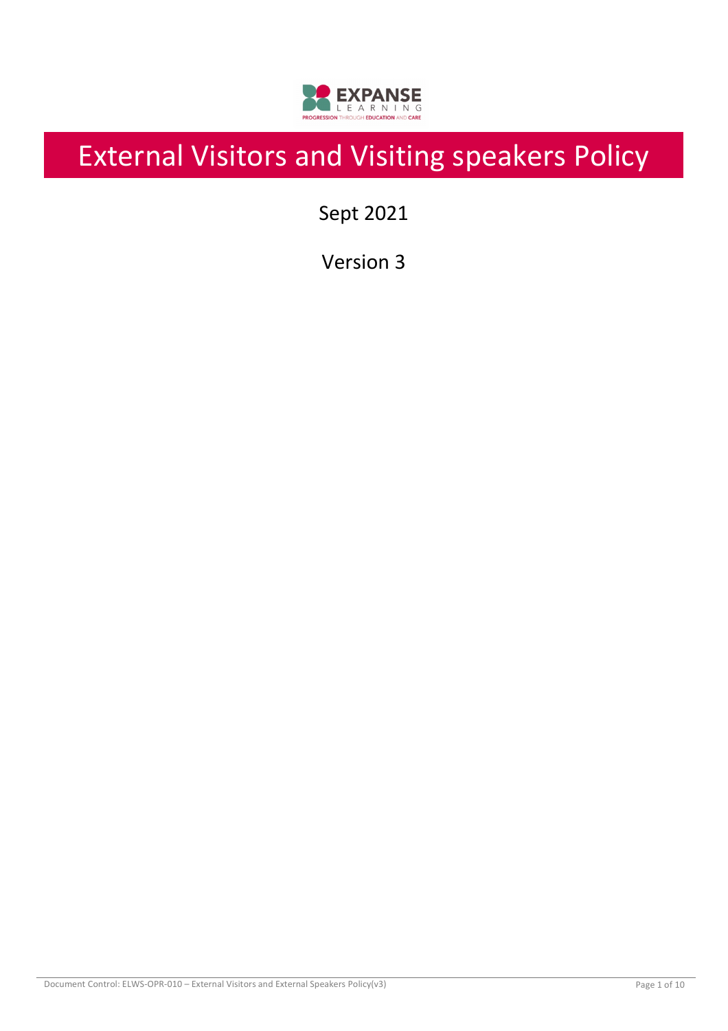# External Visitors and Visiting speakers Policy

Sept 2021

Version 3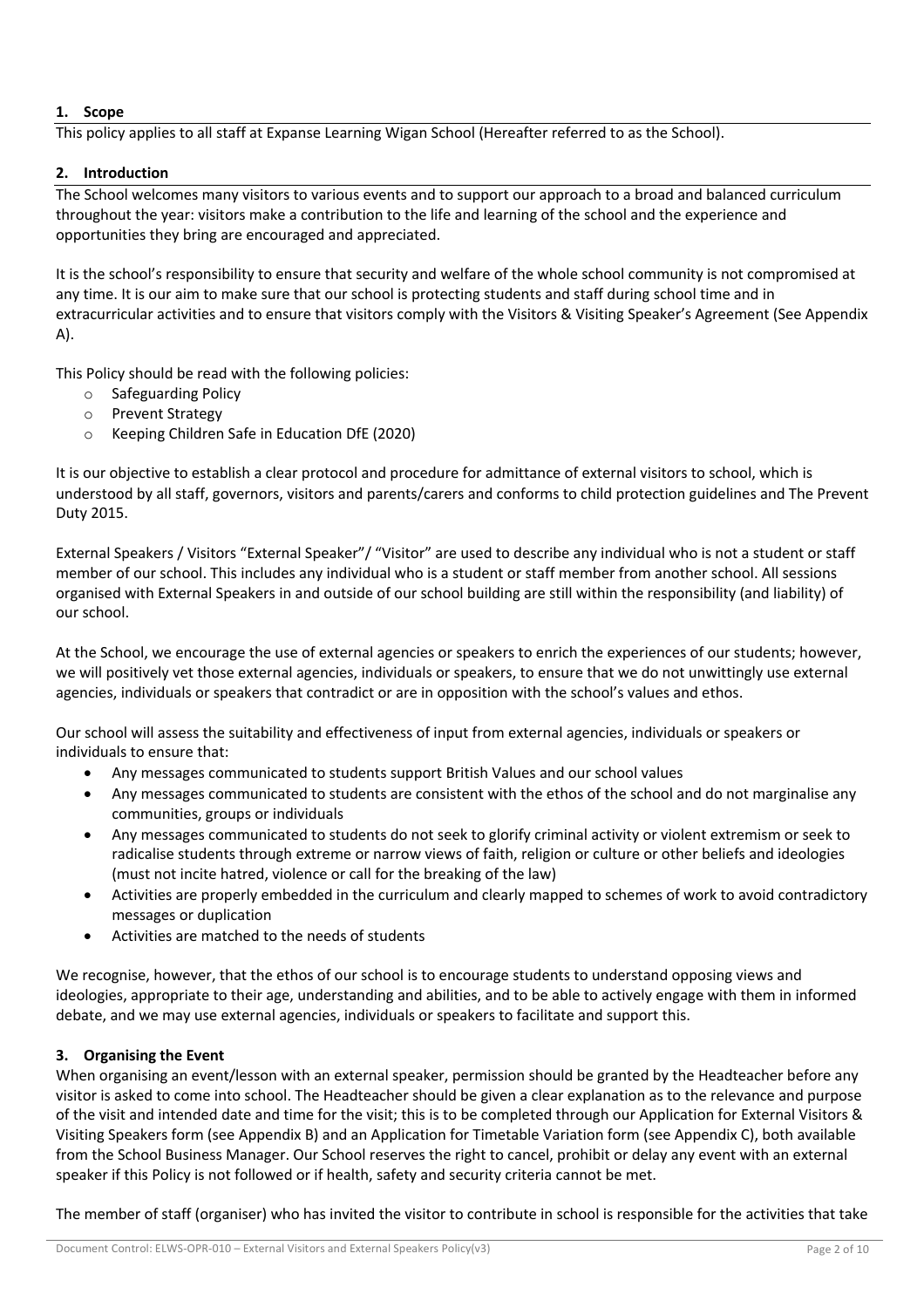## 1. Scope

This policy applies to all staff at Expanse Learning Wigan School (Hereafter referred to as the School).

## 2. Introduction

The School welcomes many visitors to various events and to support our approach to a broad and balanced curriculum throughout the year: visitors make a contribution to the life and learning of the school and the experience and opportunities they bring are encouraged and appreciated.

It is the school's responsibility to ensure that security and welfare of the whole school community is not compromised at any time. It is our aim to make sure that our school is protecting students and staff during school time and in extracurricular activities and to ensure that visitors comply with the Visitors & Visiting Speaker's Agreement (See Appendix A).

This Policy should be read with the following policies:

- Safeguarding Policy
- Prevent Strategy
- Keeping Children Safe in Education DfE (2020)

It is our objective to establish a clear protocol and procedure for admittance of external visitors to school, which is understood by all staff, governors, visitors and parents/carers and conforms to child protection guidelines and The Prevent Duty 2015.

External Speakers / Visitors "External Speaker"/ "Visitor" are used to describe any individual who is not a student or staff member of our school. This includes any individual who is a student or staff member from another school. All sessions organised with External Speakers in and outside of our school building are still within the responsibility (and liability) of our school.

At the School, we encourage the use of external agencies or speakers to enrich the experiences of our students; however, we will positively vet those external agencies, individuals or speakers, to ensure that we do not unwittingly use external agencies, individuals or speakers that contradict or are in opposition with the school's values and ethos.

Our school will assess the suitability and effectiveness of input from external agencies, individuals or speakers or individuals to ensure that:

- Any messages communicated to students support British Values and our school values
- Any messages communicated to students are consistent with the ethos of the school and do not marginalise any communities, groups or individuals
- Any messages communicated to students do not seek to glorify criminal activity or violent extremism or seek to radicalise students through extreme or narrow views of faith, religion or culture or other beliefs and ideologies (must not incite hatred, violence or call for the breaking of the law)
- Activities are properly embedded in the curriculum and clearly mapped to schemes of work to avoid contradictory messages or duplication
- Activities are matched to the needs of students

We recognise, however, that the ethos of our school is to encourage students to understand opposing views and ideologies, appropriate to their age, understanding and abilities, and to be able to actively engage with them in informed debate, and we may use external agencies, individuals or speakers to facilitate and support this.

## 3. Organising the Event

When organising an event/lesson with an external speaker, permission should be granted by the Headteacher before any visitor is asked to come into school. The Headteacher should be given a clear explanation as to the relevance and purpose of the visit and intended date and time for the visit; this is to be completed through our Application for External Visitors & Visiting Speakers form (see Appendix B) and an Application for Timetable Variation form (see Appendix C), both available from the School Business Manager. Our School reserves the right to cancel, prohibit or delay any event with an external speaker if this Policy is not followed or if health, safety and security criteria cannot be met.

The member of staff (organiser) who has invited the visitor to contribute in school is responsible for the activities that take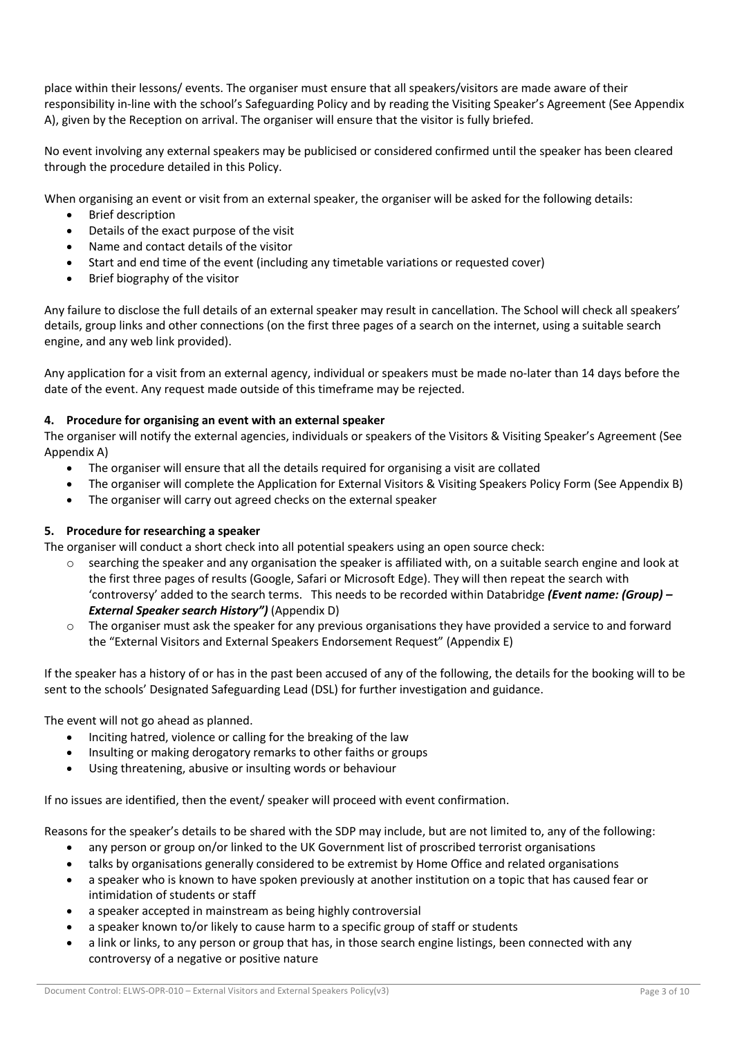place within their lessons/ events. The organiser must ensure that all speakers/visitors are made aware of their responsibility in-line with the school's Safeguarding Policy and by reading the Visiting Speaker's Agreement (See Appendix A), given by the Reception on arrival. The organiser will ensure that the visitor is fully briefed.

No event involving any external speakers may be publicised or considered confirmed until the speaker has been cleared through the procedure detailed in this Policy.

When organising an event or visit from an external speaker, the organiser will be asked for the following details:

- Brief description
- Details of the exact purpose of the visit
- Name and contact details of the visitor
- Start and end time of the event (including any timetable variations or requested cover)
- Brief biography of the visitor

Any failure to disclose the full details of an external speaker may result in cancellation. The School will check all speakers' details, group links and other connections (on the first three pages of a search on the internet, using a suitable search engine, and any web link provided).

Any application for a visit from an external agency, individual or speakers must be made no-later than 14 days before the date of the event. Any request made outside of this timeframe may be rejected.

### 4. Procedure for organising an event with an external speaker

The organiser will notify the external agencies, individuals or speakers of the Visitors & Visiting Speaker's Agreement (See Appendix A)

- The organiser will ensure that all the details required for organising a visit are collated
- The organiser will complete the Application for External Visitors & Visiting Speakers Policy Form (See Appendix B)
- The organiser will carry out agreed checks on the external speaker

### 5. Procedure for researching a speaker

The organiser will conduct a short check into all potential speakers using an open source check:

- searching the speaker and any organisation the speaker is affiliated with, on a suitable search engine and look at the first three pages of results (Google, Safari or Microsoft Edge). They will then repeat the search with 'controversy' added to the search terms. This needs to be recorded within Databridge ***(Event name: (Group) – External Speaker search History")*** (Appendix D)
- The organiser must ask the speaker for any previous organisations they have provided a service to and forward the "External Visitors and External Speakers Endorsement Request" (Appendix E)

If the speaker has a history of or has in the past been accused of any of the following, the details for the booking will to be sent to the schools' Designated Safeguarding Lead (DSL) for further investigation and guidance.

The event will not go ahead as planned.

- Inciting hatred, violence or calling for the breaking of the law
- Insulting or making derogatory remarks to other faiths or groups
- Using threatening, abusive or insulting words or behaviour

If no issues are identified, then the event/ speaker will proceed with event confirmation.

Reasons for the speaker's details to be shared with the SDP may include, but are not limited to, any of the following:

- any person or group on/or linked to the UK Government list of proscribed terrorist organisations
- talks by organisations generally considered to be extremist by Home Office and related organisations
- a speaker who is known to have spoken previously at another institution on a topic that has caused fear or intimidation of students or staff
- a speaker accepted in mainstream as being highly controversial
- a speaker known to/or likely to cause harm to a specific group of staff or students
- a link or links, to any person or group that has, in those search engine listings, been connected with any controversy of a negative or positive nature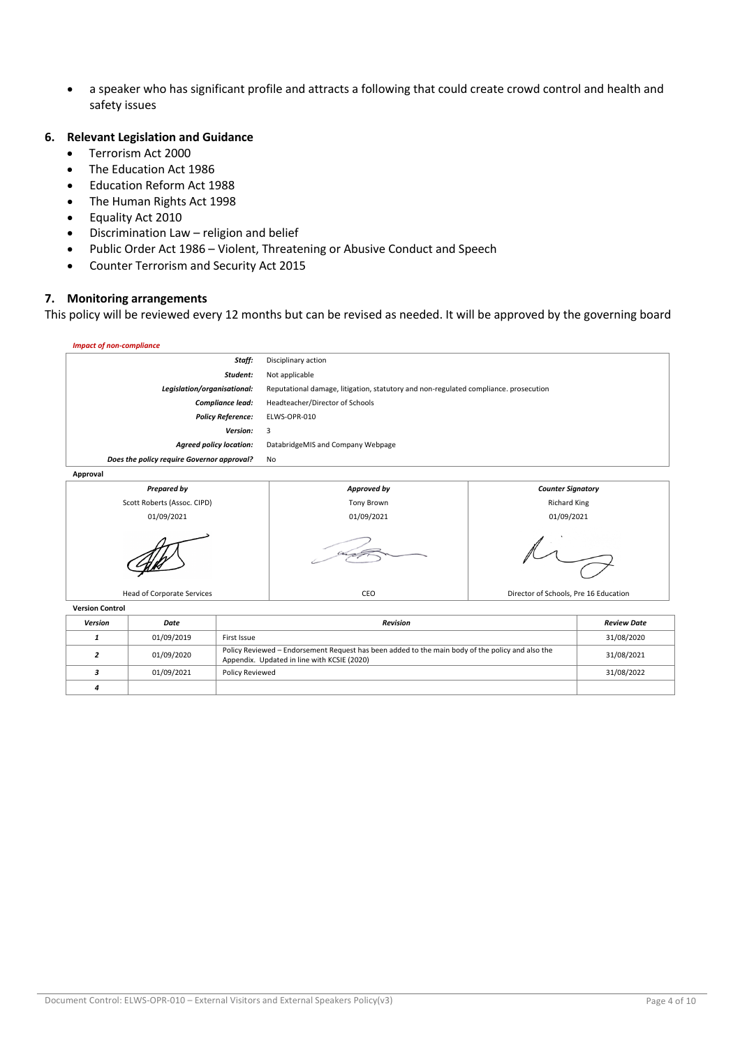- a speaker who has significant profile and attracts a following that could create crowd control and health and safety issues

## 6. Relevant Legislation and Guidance

- Terrorism Act 2000
- The Education Act 1986
- Education Reform Act 1988
- The Human Rights Act 1998
- Equality Act 2010
- Discrimination Law – religion and belief
- Public Order Act 1986 – Violent, Threatening or Abusive Conduct and Speech
- Counter Terrorism and Security Act 2015

## 7. Monitoring arrangements

This policy will be reviewed every 12 months but can be revised as needed. It will be approved by the governing board

***Impact of non-compliance***

| | |
|---|---|
| ***Staff:*** | Disciplinary action |
| ***Student:*** | Not applicable |
| ***Legislation/organisational:*** | Reputational damage, litigation, statutory and non-regulated compliance. prosecution |
| ***Compliance lead:*** | Headteacher/Director of Schools |
| ***Policy Reference:*** | ELWS-OPR-010 |
| ***Version:*** | 3 |
| ***Agreed policy location:*** | DatabridgeMIS and Company Webpage |
| ***Does the policy require Governor approval?*** | No |

**Approval**

| ***Prepared by*** | ***Approved by*** | ***Counter Signatory*** |
|---|---|---|
| Scott Roberts (Assoc. CIPD) | Tony Brown | Richard King |
| 01/09/2021 | 01/09/2021 | 01/09/2021 |
| [signature] | [signature] | [signature] |
| Head of Corporate Services | CEO | Director of Schools, Pre 16 Education |

**Version Control**

| ***Version*** | ***Date*** | ***Revision*** | ***Review Date*** |
|---|---|---|---|
| ***1*** | 01/09/2019 | First Issue | 31/08/2020 |
| ***2*** | 01/09/2020 | Policy Reviewed – Endorsement Request has been added to the main body of the policy and also the Appendix. Updated in line with KCSIE (2020) | 31/08/2021 |
| ***3*** | 01/09/2021 | Policy Reviewed | 31/08/2022 |
| ***4*** | | | |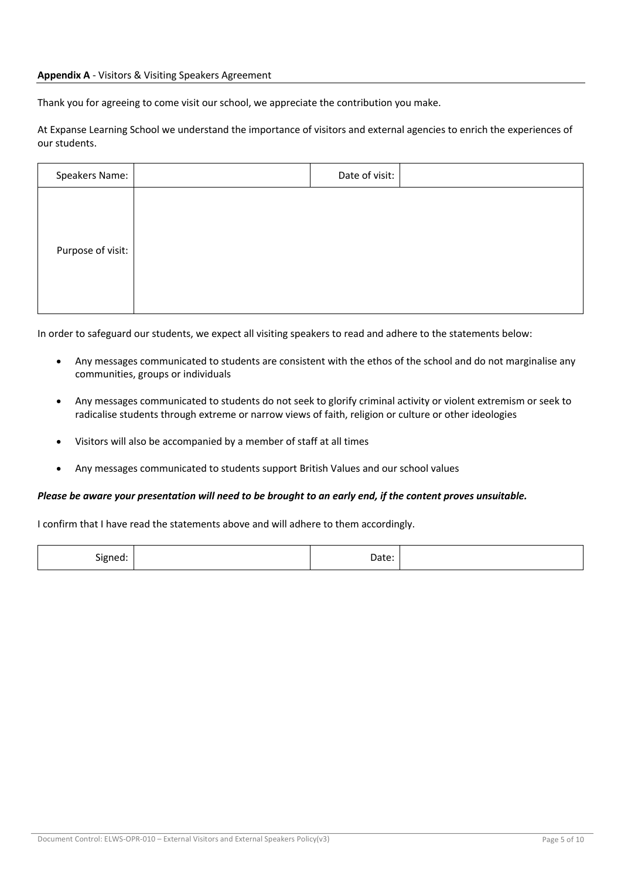**Appendix A** - Visitors & Visiting Speakers Agreement

Thank you for agreeing to come visit our school, we appreciate the contribution you make.

At Expanse Learning School we understand the importance of visitors and external agencies to enrich the experiences of our students.

| Speakers Name: | | Date of visit: | |
|---|---|---|---|
| Purpose of visit: | | | |

In order to safeguard our students, we expect all visiting speakers to read and adhere to the statements below:

- Any messages communicated to students are consistent with the ethos of the school and do not marginalise any communities, groups or individuals
- Any messages communicated to students do not seek to glorify criminal activity or violent extremism or seek to radicalise students through extreme or narrow views of faith, religion or culture or other ideologies
- Visitors will also be accompanied by a member of staff at all times
- Any messages communicated to students support British Values and our school values

***Please be aware your presentation will need to be brought to an early end, if the content proves unsuitable.***

I confirm that I have read the statements above and will adhere to them accordingly.

| Signed: | | Date: | |
|---|---|---|---|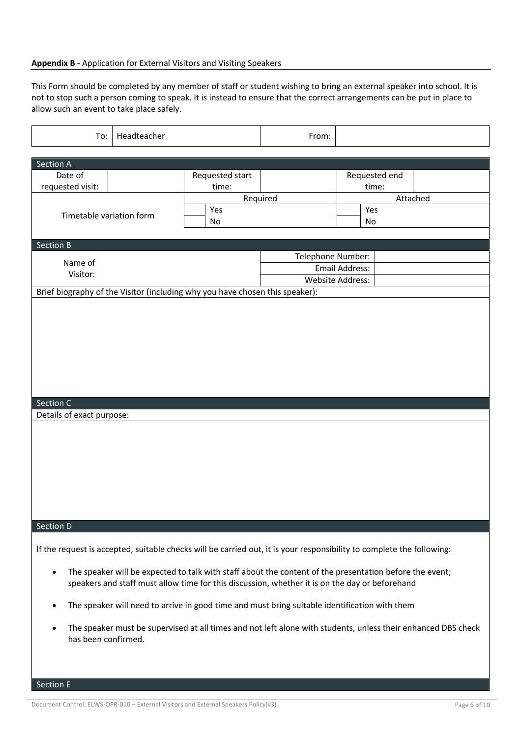**Appendix B -** Application for External Visitors and Visiting Speakers

This Form should be completed by any member of staff or student wishing to bring an external speaker into school. It is not to stop such a person coming to speak. It is instead to ensure that the correct arrangements can be put in place to allow such an event to take place safely.

| To: | Headteacher | From: | |
|---|---|---|---|

**Section A**

| Date of requested visit: | | Requested start time: | | Requested end time: | |
|---|---|---|---|---|---|
| Timetable variation form | | Required | | Attached | |
| | | | Yes | | Yes |
| | | | No | | No |

**Section B**

| Name of Visitor: | | Telephone Number: | |
|---|---|---|---|
| | | Email Address: | |
| | | Website Address: | |

Brief biography of the Visitor (including why you have chosen this speaker):

**Section C**

Details of exact purpose:

**Section D**

If the request is accepted, suitable checks will be carried out, it is your responsibility to complete the following:

- The speaker will be expected to talk with staff about the content of the presentation before the event; speakers and staff must allow time for this discussion, whether it is on the day or beforehand
- The speaker will need to arrive in good time and must bring suitable identification with them
- The speaker must be supervised at all times and not left alone with students, unless their enhanced DBS check has been confirmed.

**Section E**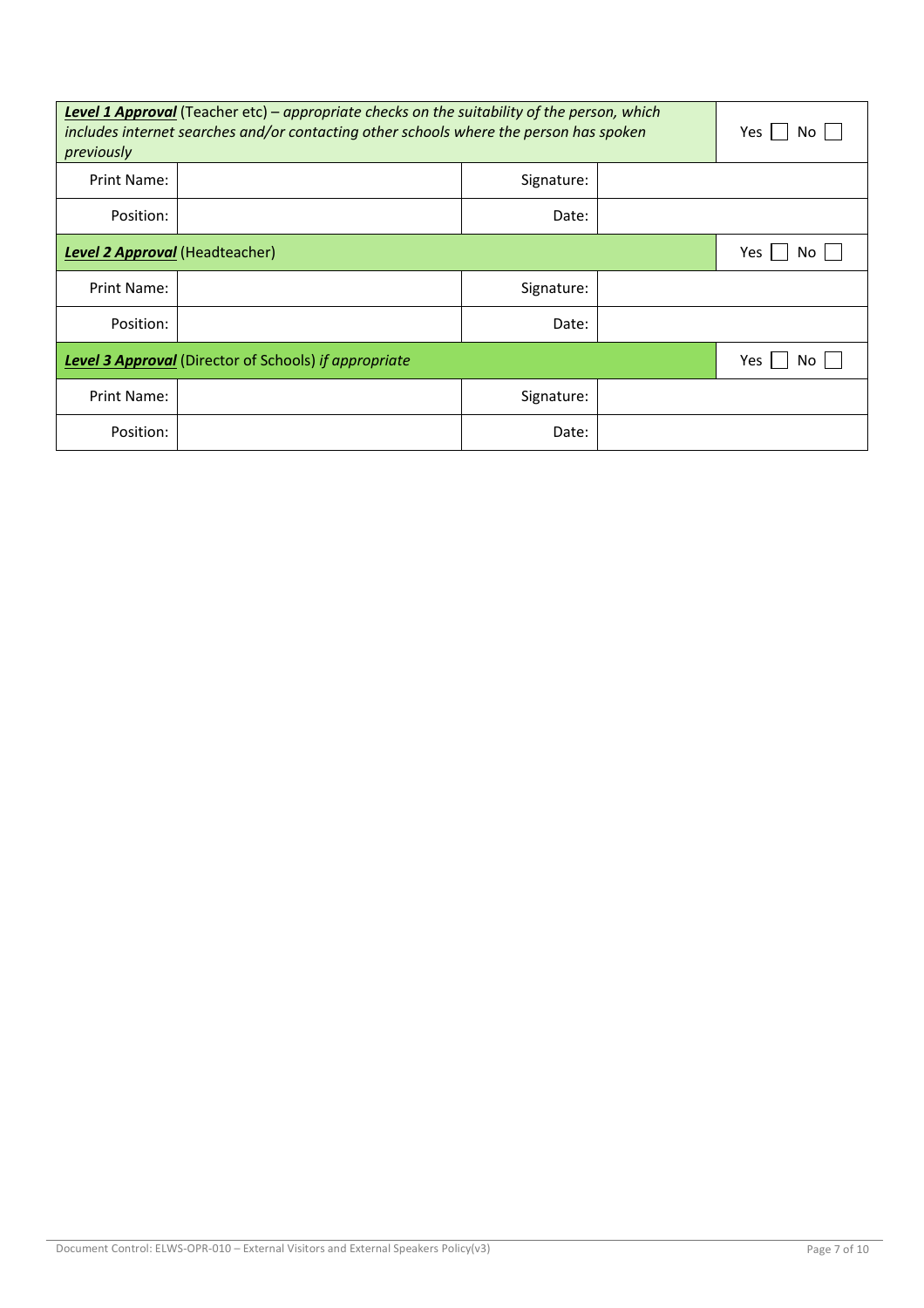| ***Level 1 Approval*** (Teacher etc) – *appropriate checks on the suitability of the person, which includes internet searches and/or contacting other schools where the person has spoken previously* | | | | Yes ☐ No ☐ |
|---|---|---|---|---|
| Print Name: | | Signature: | | |
| Position: | | Date: | | |
| ***Level 2 Approval*** (Headteacher) | | | | Yes ☐ No ☐ |
| Print Name: | | Signature: | | |
| Position: | | Date: | | |
| ***Level 3 Approval*** (Director of Schools) *if appropriate* | | | | Yes ☐ No ☐ |
| Print Name: | | Signature: | | |
| Position: | | Date: | | |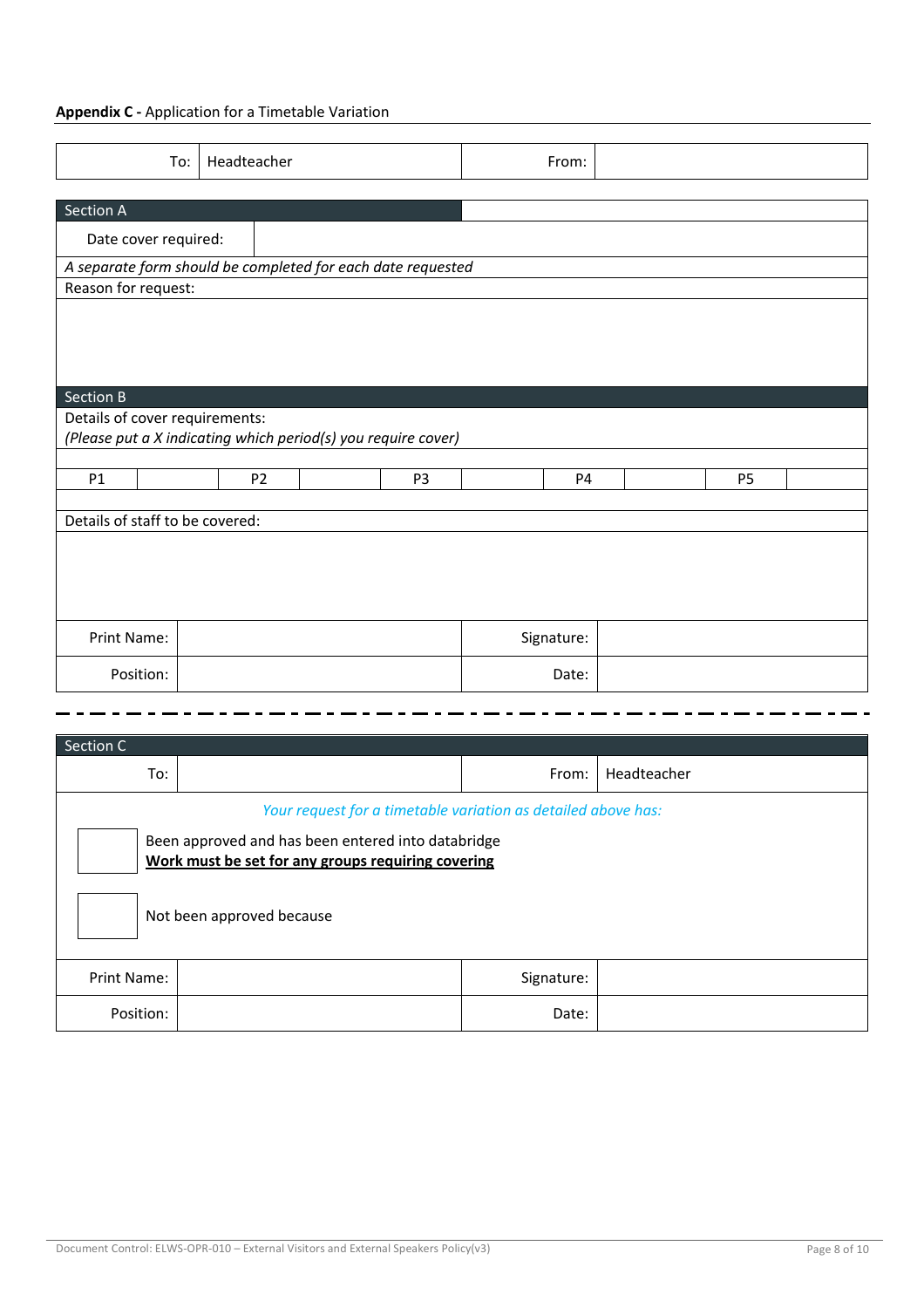**Appendix C -** Application for a Timetable Variation

| To: | Headteacher | From: | |
|---|---|---|---|

| Section A | |
|---|---|
| Date cover required: | |
| *A separate form should be completed for each date requested* | |
| Reason for request: | |
| | |

| Section B | | | | | | | | | |
|---|---|---|---|---|---|---|---|---|---|
| Details of cover requirements:<br>*(Please put a X indicating which period(s) you require cover)* | | | | | | | | | |
| P1 | | P2 | | P3 | | P4 | | P5 | |
| Details of staff to be covered: | | | | | | | | | |
| | | | | | | | | | |

| Print Name: | | Signature: | |
|---|---|---|---|
| Position: | | Date: | |

- - - - - - - - - - - - - - - - - - - - - - - - - - - - - - - - - - - - - - - -

| Section C | | | |
|---|---|---|---|
| To: | | From: | Headteacher |

*Your request for a timetable variation as detailed above has:*

- ☐ Been approved and has been entered into databridge
  **<u>Work must be set for any groups requiring covering</u>**
- ☐ Not been approved because

| Print Name: | | Signature: | |
|---|---|---|---|
| Position: | | Date: | |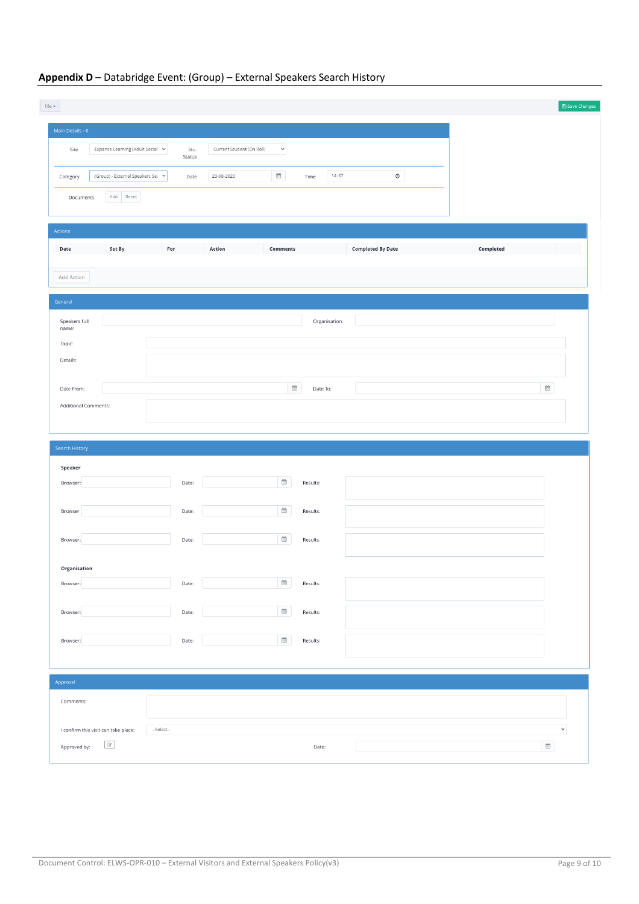## **Appendix D** – Databridge Event: (Group) – External Speakers Search History

File ▾ | Save Changes

**Main Details - 0**

| | | | |
|---|---|---|---|
| Site | Expanse Learning (Adult Social | Stu. Status | Current Student (On Roll) |
| Category | (Group) - External Speakers Se | Date | 20-08-2020 |
| | | Time | 14:57 |
| Documents | Add Reset | | |

**Actions**

| Date | Set By | For | Action | Comments | Completed By Date | Completed |
|---|---|---|---|---|---|---|

Add Action

**General**

Speakers full name:

Organisation:

Topic:

Details:

Date From:

Date To:

Additional Comments:

**Search History**

**Speaker**

| Browser: | Date: | Results: |
|---|---|---|
| Browser: | Date: | Results: |
| Browser | Date: | Results: |
| Browser: | Date: | Results: |

**Organisation**

| Browser: | Date: | Results: |
|---|---|---|
| Browser: | Date: | Results: |
| Browser: | Date: | Results: |
| Browser: | Date: | Results: |

**Approval**

Comments:

I confirm this visit can take place: --Select--

Approved by:

Date: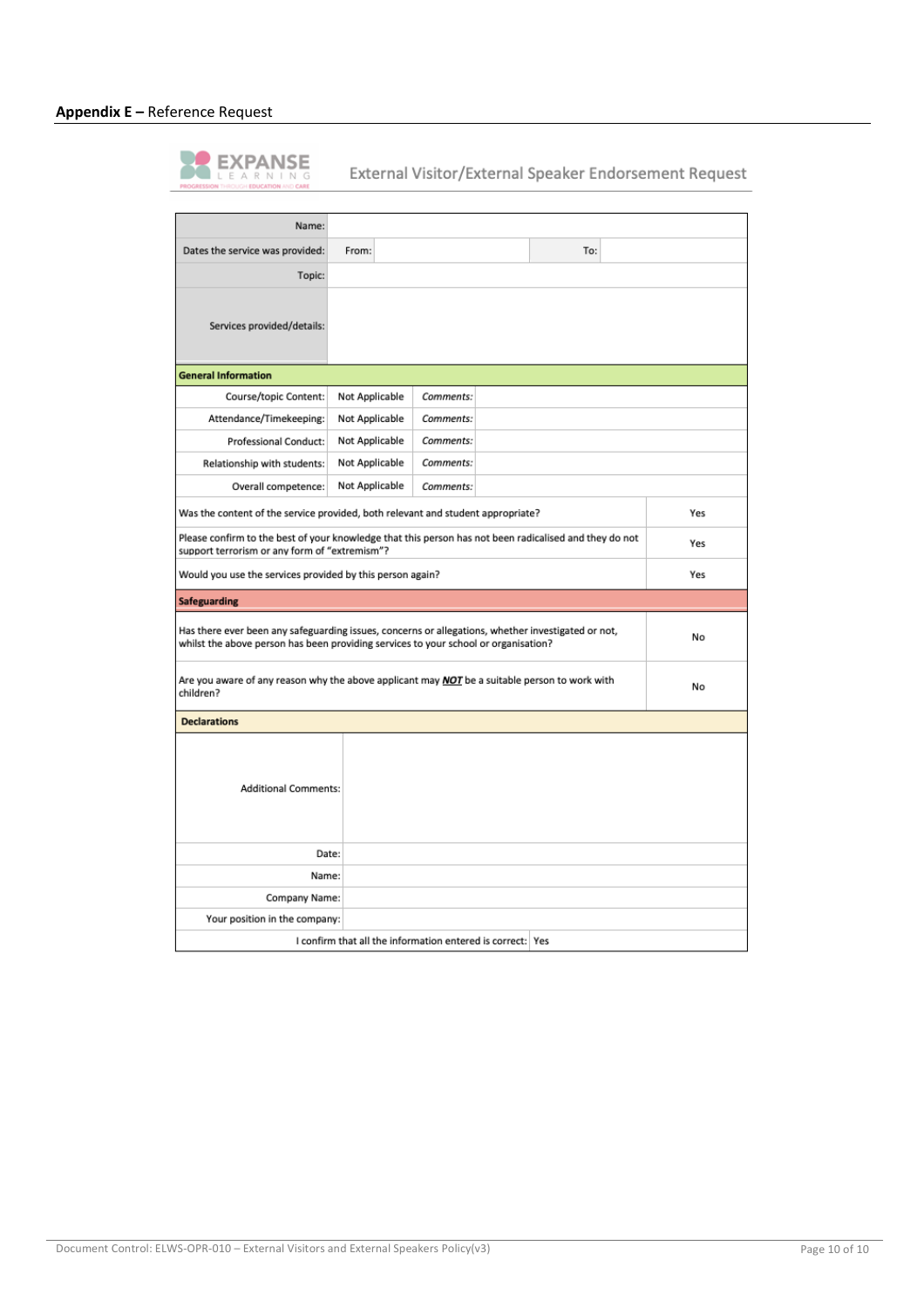**Appendix E –** Reference Request

EXPANSE LEARNING
PROGRESSION THROUGH EDUCATION AND CARE

External Visitor/External Speaker Endorsement Request

| | | | |
|---|---|---|---|
| Name: | | | |
| Dates the service was provided: | From: | | To: |
| Topic: | | | |
| Services provided/details: | | | |

| | | | |
|---|---|---|---|
| **General Information** | | | |
| Course/topic Content: | Not Applicable | *Comments:* | |
| Attendance/Timekeeping: | Not Applicable | *Comments:* | |
| Professional Conduct: | Not Applicable | *Comments:* | |
| Relationship with students: | Not Applicable | *Comments:* | |
| Overall competence: | Not Applicable | *Comments:* | |

| | |
|---|---|
| Was the content of the service provided, both relevant and student appropriate? | Yes |
| Please confirm to the best of your knowledge that this person has not been radicalised and they do not support terrorism or any form of "extremism"? | Yes |
| Would you use the services provided by this person again? | Yes |
| **Safeguarding** | |
| Has there ever been any safeguarding issues, concerns or allegations, whether investigated or not, whilst the above person has been providing services to your school or organisation? | No |
| Are you aware of any reason why the above applicant may ***NOT*** be a suitable person to work with children? | No |

| | |
|---|---|
| **Declarations** | |
| Additional Comments: | |
| Date: | |
| Name: | |
| Company Name: | |
| Your position in the company: | |
| I confirm that all the information entered is correct: | Yes |